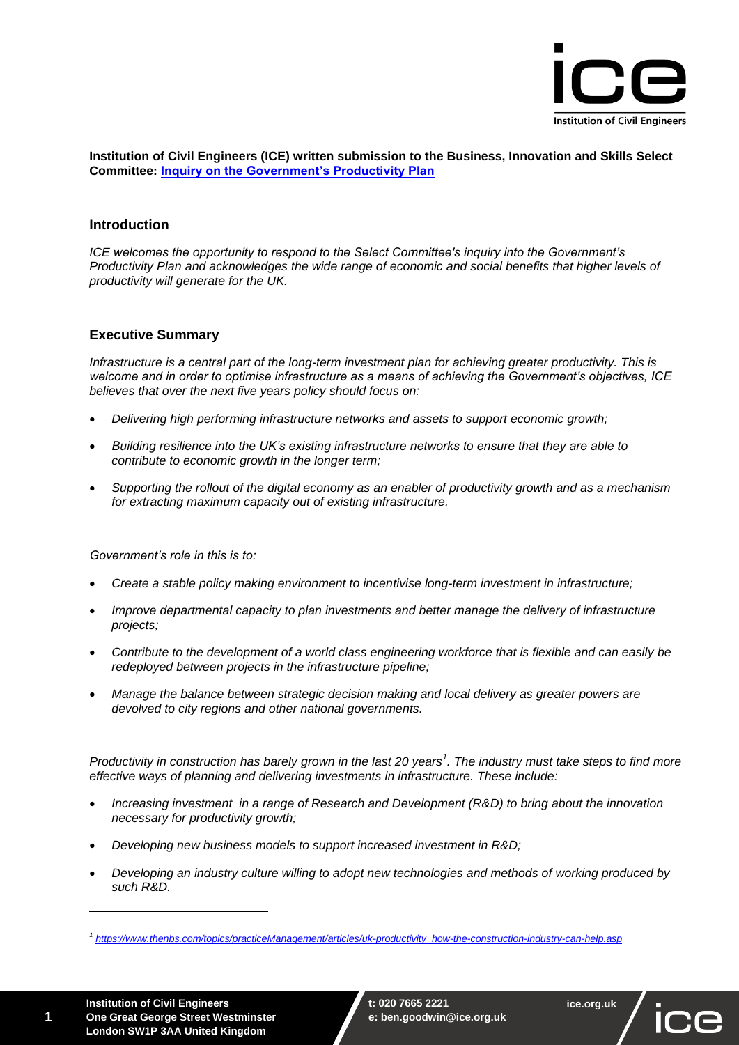**Institution of Civil Engineers (ICE) written submission to the Business, Innovation and Skills Select Committee: Inquiry on the Government's Productivity Plan**

## Introduction

*ICE welcomes the opportunity to respond to the Select Committee's inquiry into the Government's Productivity Plan and acknowledges the wide range of economic and social benefits that higher levels of productivity will generate for the UK.*

## Executive Summary

*Infrastructure is a central part of the long-term investment plan for achieving greater productivity. This is welcome and in order to optimise infrastructure as a means of achieving the Government's objectives, ICE believes that over the next five years policy should focus on:*

- *Delivering high performing infrastructure networks and assets to support economic growth;*
- *Building resilience into the UK's existing infrastructure networks to ensure that they are able to contribute to economic growth in the longer term;*
- *Supporting the rollout of the digital economy as an enabler of productivity growth and as a mechanism for extracting maximum capacity out of existing infrastructure.*

*Government's role in this is to:*

- *Create a stable policy making environment to incentivise long-term investment in infrastructure;*
- *Improve departmental capacity to plan investments and better manage the delivery of infrastructure projects;*
- *Contribute to the development of a world class engineering workforce that is flexible and can easily be redeployed between projects in the infrastructure pipeline;*
- *Manage the balance between strategic decision making and local delivery as greater powers are devolved to city regions and other national governments.*

*Productivity in construction has barely grown in the last 20 years[1]. The industry must take steps to find more effective ways of planning and delivering investments in infrastructure. These include:*

- *Increasing investment in a range of Research and Development (R&D) to bring about the innovation necessary for productivity growth;*
- *Developing new business models to support increased investment in R&D;*
- *Developing an industry culture willing to adopt new technologies and methods of working produced by such R&D.*

---

[1] https://www.thenbs.com/topics/practiceManagement/articles/uk-productivity_how-the-construction-industry-can-help.asp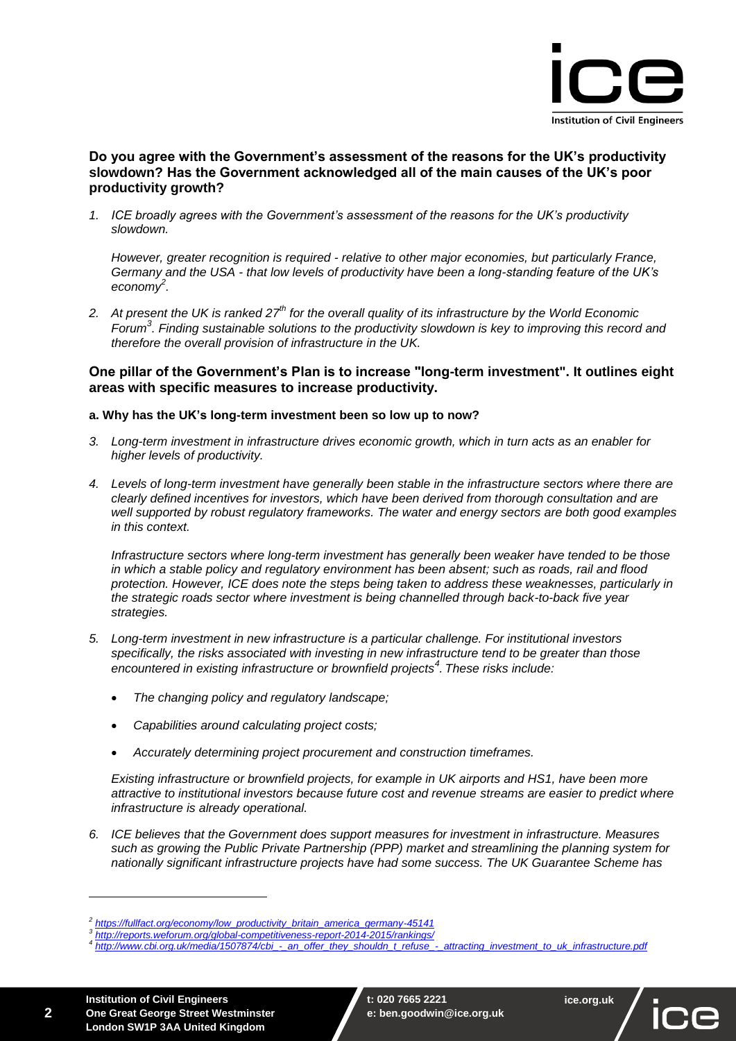**Do you agree with the Government's assessment of the reasons for the UK's productivity slowdown? Has the Government acknowledged all of the main causes of the UK's poor productivity growth?**

1. *ICE broadly agrees with the Government's assessment of the reasons for the UK's productivity slowdown.*

   *However, greater recognition is required - relative to other major economies, but particularly France, Germany and the USA - that low levels of productivity have been a long-standing feature of the UK's economy*[2].

2. *At present the UK is ranked 27th for the overall quality of its infrastructure by the World Economic Forum*[3]*. Finding sustainable solutions to the productivity slowdown is key to improving this record and therefore the overall provision of infrastructure in the UK.*

**One pillar of the Government's Plan is to increase "long-term investment". It outlines eight areas with specific measures to increase productivity.**

**a. Why has the UK's long-term investment been so low up to now?**

3. *Long-term investment in infrastructure drives economic growth, which in turn acts as an enabler for higher levels of productivity.*

4. *Levels of long-term investment have generally been stable in the infrastructure sectors where there are clearly defined incentives for investors, which have been derived from thorough consultation and are well supported by robust regulatory frameworks. The water and energy sectors are both good examples in this context.*

   *Infrastructure sectors where long-term investment has generally been weaker have tended to be those in which a stable policy and regulatory environment has been absent; such as roads, rail and flood protection. However, ICE does note the steps being taken to address these weaknesses, particularly in the strategic roads sector where investment is being channelled through back-to-back five year strategies.*

5. *Long-term investment in new infrastructure is a particular challenge. For institutional investors specifically, the risks associated with investing in new infrastructure tend to be greater than those encountered in existing infrastructure or brownfield projects*[4]*. These risks include:*

   - *The changing policy and regulatory landscape;*
   - *Capabilities around calculating project costs;*
   - *Accurately determining project procurement and construction timeframes.*

   *Existing infrastructure or brownfield projects, for example in UK airports and HS1, have been more attractive to institutional investors because future cost and revenue streams are easier to predict where infrastructure is already operational.*

6. *ICE believes that the Government does support measures for investment in infrastructure. Measures such as growing the Public Private Partnership (PPP) market and streamlining the planning system for nationally significant infrastructure projects have had some success. The UK Guarantee Scheme has*

---

[2] https://fullfact.org/economy/low_productivity_britain_america_germany-45141

[3] http://reports.weforum.org/global-competitiveness-report-2014-2015/rankings/

[4] http://www.cbi.org.uk/media/1507874/cbi_-_an_offer_they_shouldn_t_refuse_-_attracting_investment_to_uk_infrastructure.pdf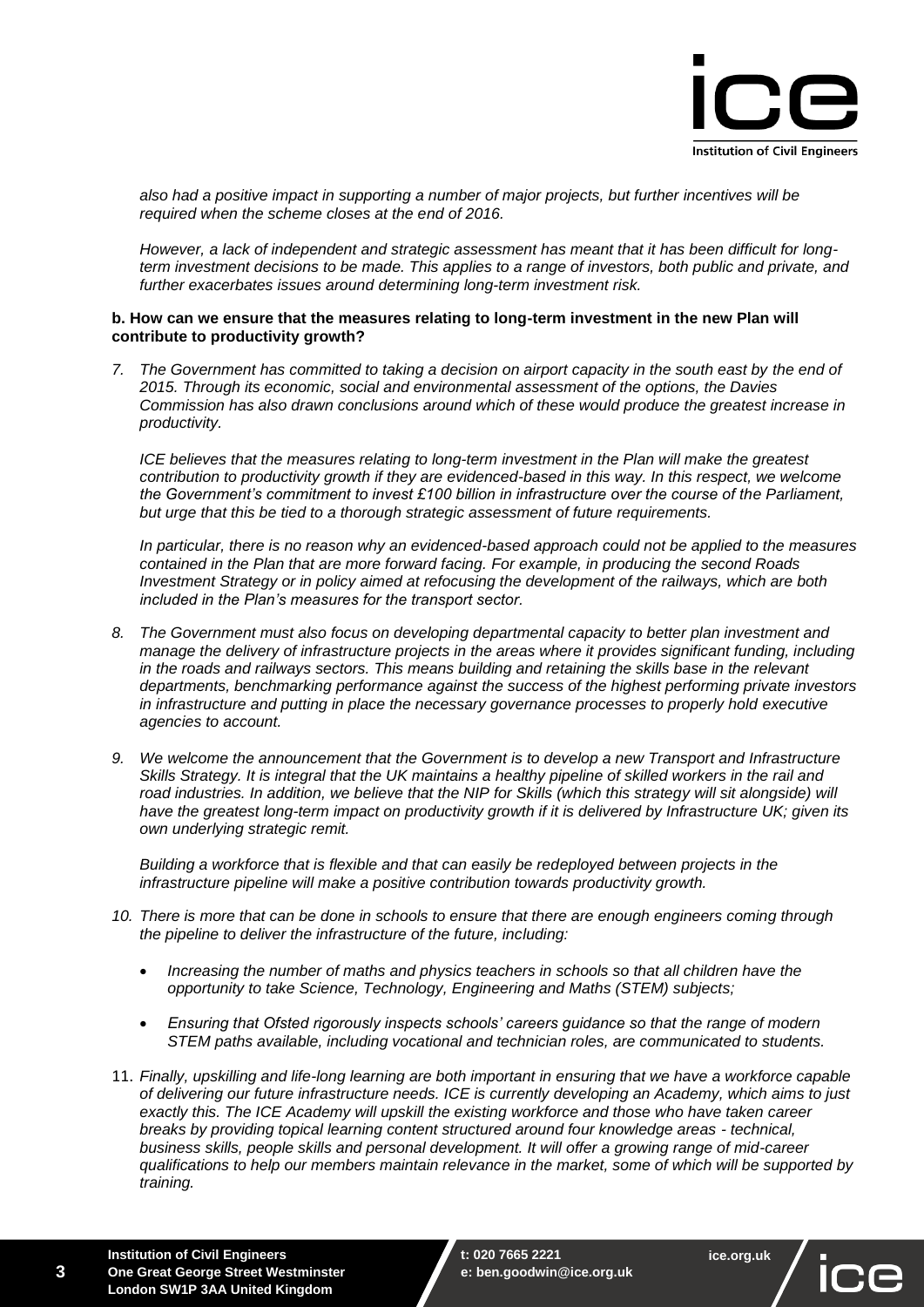*also had a positive impact in supporting a number of major projects, but further incentives will be required when the scheme closes at the end of 2016.*

*However, a lack of independent and strategic assessment has meant that it has been difficult for long-term investment decisions to be made. This applies to a range of investors, both public and private, and further exacerbates issues around determining long-term investment risk.*

**b. How can we ensure that the measures relating to long-term investment in the new Plan will contribute to productivity growth?**

7. *The Government has committed to taking a decision on airport capacity in the south east by the end of 2015. Through its economic, social and environmental assessment of the options, the Davies Commission has also drawn conclusions around which of these would produce the greatest increase in productivity.*

   *ICE believes that the measures relating to long-term investment in the Plan will make the greatest contribution to productivity growth if they are evidenced-based in this way. In this respect, we welcome the Government's commitment to invest £100 billion in infrastructure over the course of the Parliament, but urge that this be tied to a thorough strategic assessment of future requirements.*

   *In particular, there is no reason why an evidenced-based approach could not be applied to the measures contained in the Plan that are more forward facing. For example, in producing the second Roads Investment Strategy or in policy aimed at refocusing the development of the railways, which are both included in the Plan's measures for the transport sector.*

8. *The Government must also focus on developing departmental capacity to better plan investment and manage the delivery of infrastructure projects in the areas where it provides significant funding, including in the roads and railways sectors. This means building and retaining the skills base in the relevant departments, benchmarking performance against the success of the highest performing private investors in infrastructure and putting in place the necessary governance processes to properly hold executive agencies to account.*

9. *We welcome the announcement that the Government is to develop a new Transport and Infrastructure Skills Strategy. It is integral that the UK maintains a healthy pipeline of skilled workers in the rail and road industries. In addition, we believe that the NIP for Skills (which this strategy will sit alongside) will have the greatest long-term impact on productivity growth if it is delivered by Infrastructure UK; given its own underlying strategic remit.*

   *Building a workforce that is flexible and that can easily be redeployed between projects in the infrastructure pipeline will make a positive contribution towards productivity growth.*

10. *There is more that can be done in schools to ensure that there are enough engineers coming through the pipeline to deliver the infrastructure of the future, including:*

    - *Increasing the number of maths and physics teachers in schools so that all children have the opportunity to take Science, Technology, Engineering and Maths (STEM) subjects;*
    - *Ensuring that Ofsted rigorously inspects schools' careers guidance so that the range of modern STEM paths available, including vocational and technician roles, are communicated to students.*

11. *Finally, upskilling and life-long learning are both important in ensuring that we have a workforce capable of delivering our future infrastructure needs. ICE is currently developing an Academy, which aims to just exactly this. The ICE Academy will upskill the existing workforce and those who have taken career breaks by providing topical learning content structured around four knowledge areas - technical, business skills, people skills and personal development. It will offer a growing range of mid-career qualifications to help our members maintain relevance in the market, some of which will be supported by training.*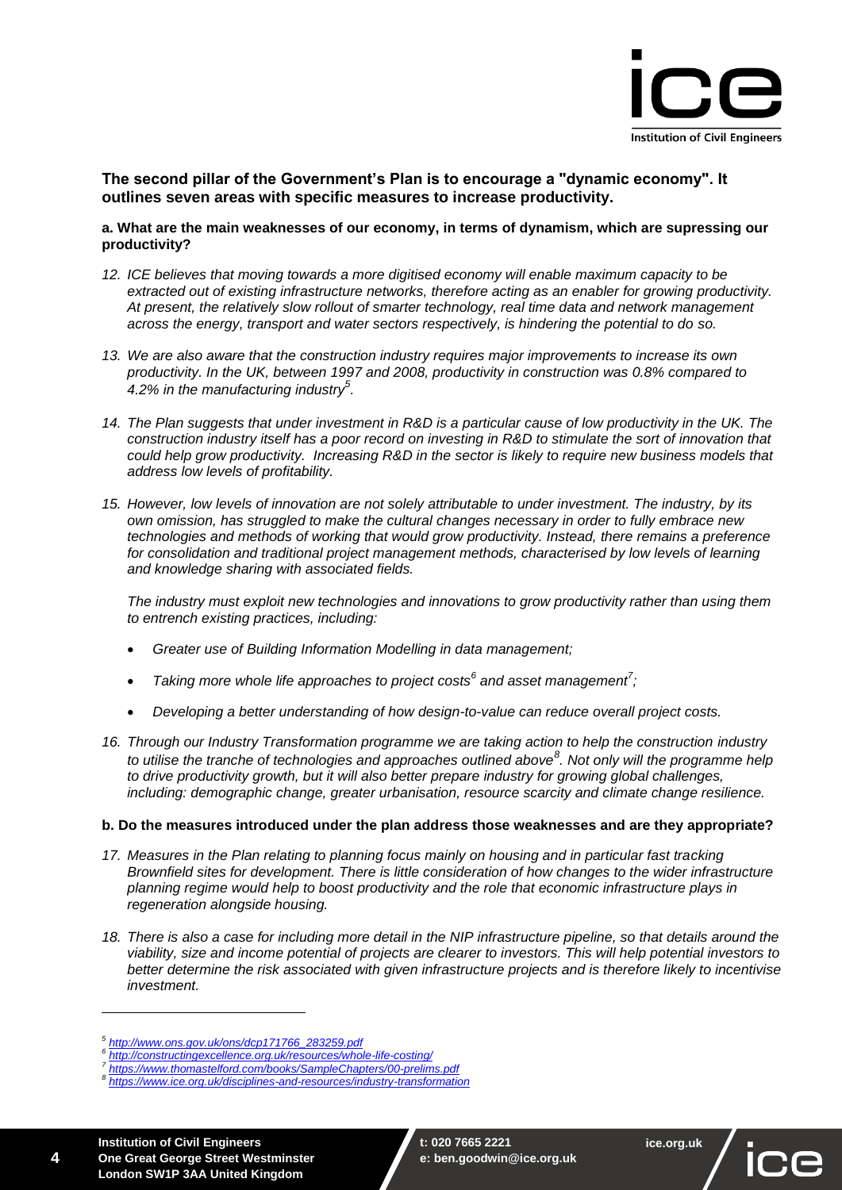**The second pillar of the Government's Plan is to encourage a "dynamic economy". It outlines seven areas with specific measures to increase productivity.**

**a. What are the main weaknesses of our economy, in terms of dynamism, which are supressing our productivity?**

12. *ICE believes that moving towards a more digitised economy will enable maximum capacity to be extracted out of existing infrastructure networks, therefore acting as an enabler for growing productivity. At present, the relatively slow rollout of smarter technology, real time data and network management across the energy, transport and water sectors respectively, is hindering the potential to do so.*

13. *We are also aware that the construction industry requires major improvements to increase its own productivity. In the UK, between 1997 and 2008, productivity in construction was 0.8% compared to 4.2% in the manufacturing industry*[5]*.*

14. *The Plan suggests that under investment in R&D is a particular cause of low productivity in the UK. The construction industry itself has a poor record on investing in R&D to stimulate the sort of innovation that could help grow productivity. Increasing R&D in the sector is likely to require new business models that address low levels of profitability.*

15. *However, low levels of innovation are not solely attributable to under investment. The industry, by its own omission, has struggled to make the cultural changes necessary in order to fully embrace new technologies and methods of working that would grow productivity. Instead, there remains a preference for consolidation and traditional project management methods, characterised by low levels of learning and knowledge sharing with associated fields.*

    *The industry must exploit new technologies and innovations to grow productivity rather than using them to entrench existing practices, including:*

    - *Greater use of Building Information Modelling in data management;*
    - *Taking more whole life approaches to project costs*[6] *and asset management*[7]*;*
    - *Developing a better understanding of how design-to-value can reduce overall project costs.*

16. *Through our Industry Transformation programme we are taking action to help the construction industry to utilise the tranche of technologies and approaches outlined above*[8]*. Not only will the programme help to drive productivity growth, but it will also better prepare industry for growing global challenges, including: demographic change, greater urbanisation, resource scarcity and climate change resilience.*

**b. Do the measures introduced under the plan address those weaknesses and are they appropriate?**

17. *Measures in the Plan relating to planning focus mainly on housing and in particular fast tracking Brownfield sites for development. There is little consideration of how changes to the wider infrastructure planning regime would help to boost productivity and the role that economic infrastructure plays in regeneration alongside housing.*

18. *There is also a case for including more detail in the NIP infrastructure pipeline, so that details around the viability, size and income potential of projects are clearer to investors. This will help potential investors to better determine the risk associated with given infrastructure projects and is therefore likely to incentivise investment.*

---

[5] http://www.ons.gov.uk/ons/dcp171766_283259.pdf

[6] http://constructingexcellence.org.uk/resources/whole-life-costing/

[7] https://www.thomastelford.com/books/SampleChapters/00-prelims.pdf

[8] https://www.ice.org.uk/disciplines-and-resources/industry-transformation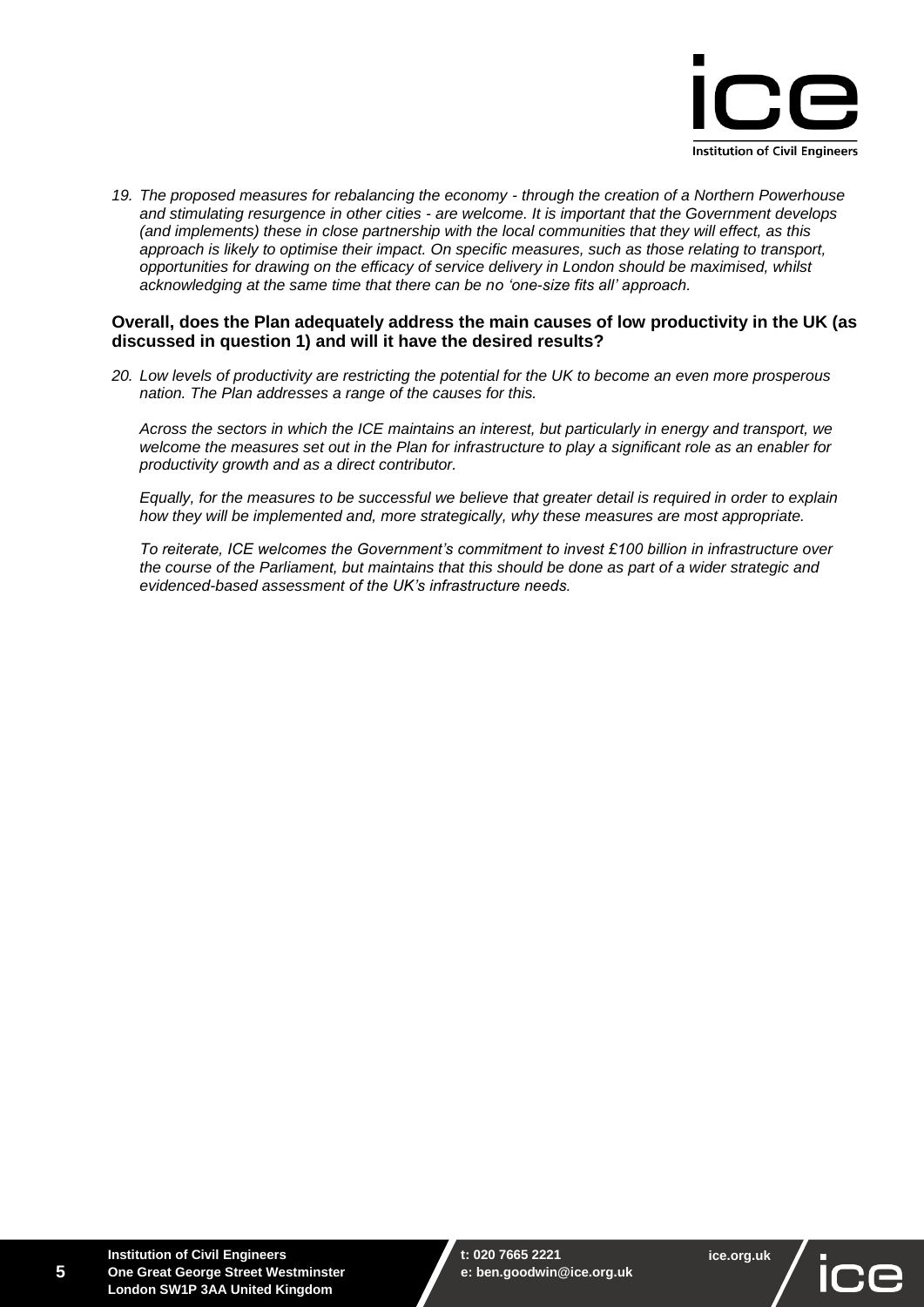*19. The proposed measures for rebalancing the economy - through the creation of a Northern Powerhouse and stimulating resurgence in other cities - are welcome. It is important that the Government develops (and implements) these in close partnership with the local communities that they will effect, as this approach is likely to optimise their impact. On specific measures, such as those relating to transport, opportunities for drawing on the efficacy of service delivery in London should be maximised, whilst acknowledging at the same time that there can be no 'one-size fits all' approach.*

**Overall, does the Plan adequately address the main causes of low productivity in the UK (as discussed in question 1) and will it have the desired results?**

*20. Low levels of productivity are restricting the potential for the UK to become an even more prosperous nation. The Plan addresses a range of the causes for this.*

*Across the sectors in which the ICE maintains an interest, but particularly in energy and transport, we welcome the measures set out in the Plan for infrastructure to play a significant role as an enabler for productivity growth and as a direct contributor.*

*Equally, for the measures to be successful we believe that greater detail is required in order to explain how they will be implemented and, more strategically, why these measures are most appropriate.*

*To reiterate, ICE welcomes the Government's commitment to invest £100 billion in infrastructure over the course of the Parliament, but maintains that this should be done as part of a wider strategic and evidenced-based assessment of the UK's infrastructure needs.*